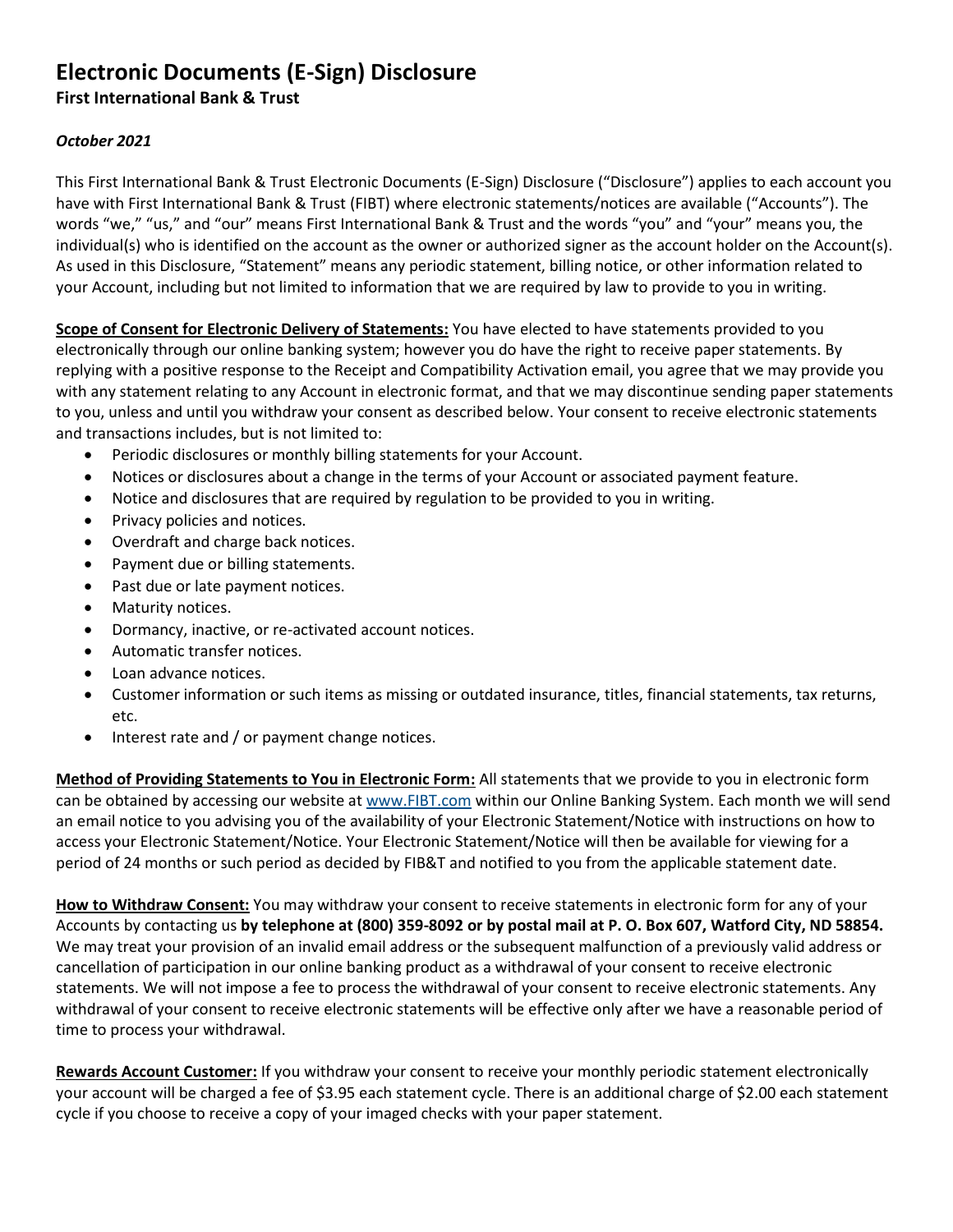# Electronic Documents (E-Sign) Disclosure

**First International Bank & Trust**

***October 2021***

This First International Bank & Trust Electronic Documents (E-Sign) Disclosure ("Disclosure") applies to each account you have with First International Bank & Trust (FIBT) where electronic statements/notices are available ("Accounts"). The words "we," "us," and "our" means First International Bank & Trust and the words "you" and "your" means you, the individual(s) who is identified on the account as the owner or authorized signer as the account holder on the Account(s). As used in this Disclosure, "Statement" means any periodic statement, billing notice, or other information related to your Account, including but not limited to information that we are required by law to provide to you in writing.

**Scope of Consent for Electronic Delivery of Statements:** You have elected to have statements provided to you electronically through our online banking system; however you do have the right to receive paper statements. By replying with a positive response to the Receipt and Compatibility Activation email, you agree that we may provide you with any statement relating to any Account in electronic format, and that we may discontinue sending paper statements to you, unless and until you withdraw your consent as described below. Your consent to receive electronic statements and transactions includes, but is not limited to:

- Periodic disclosures or monthly billing statements for your Account.
- Notices or disclosures about a change in the terms of your Account or associated payment feature.
- Notice and disclosures that are required by regulation to be provided to you in writing.
- Privacy policies and notices.
- Overdraft and charge back notices.
- Payment due or billing statements.
- Past due or late payment notices.
- Maturity notices.
- Dormancy, inactive, or re-activated account notices.
- Automatic transfer notices.
- Loan advance notices.
- Customer information or such items as missing or outdated insurance, titles, financial statements, tax returns, etc.
- Interest rate and / or payment change notices.

**Method of Providing Statements to You in Electronic Form:** All statements that we provide to you in electronic form can be obtained by accessing our website at www.FIBT.com within our Online Banking System. Each month we will send an email notice to you advising you of the availability of your Electronic Statement/Notice with instructions on how to access your Electronic Statement/Notice. Your Electronic Statement/Notice will then be available for viewing for a period of 24 months or such period as decided by FIB&T and notified to you from the applicable statement date.

**How to Withdraw Consent:** You may withdraw your consent to receive statements in electronic form for any of your Accounts by contacting us **by telephone at (800) 359-8092 or by postal mail at P. O. Box 607, Watford City, ND 58854.** We may treat your provision of an invalid email address or the subsequent malfunction of a previously valid address or cancellation of participation in our online banking product as a withdrawal of your consent to receive electronic statements. We will not impose a fee to process the withdrawal of your consent to receive electronic statements. Any withdrawal of your consent to receive electronic statements will be effective only after we have a reasonable period of time to process your withdrawal.

**Rewards Account Customer:** If you withdraw your consent to receive your monthly periodic statement electronically your account will be charged a fee of $3.95 each statement cycle. There is an additional charge of $2.00 each statement cycle if you choose to receive a copy of your imaged checks with your paper statement.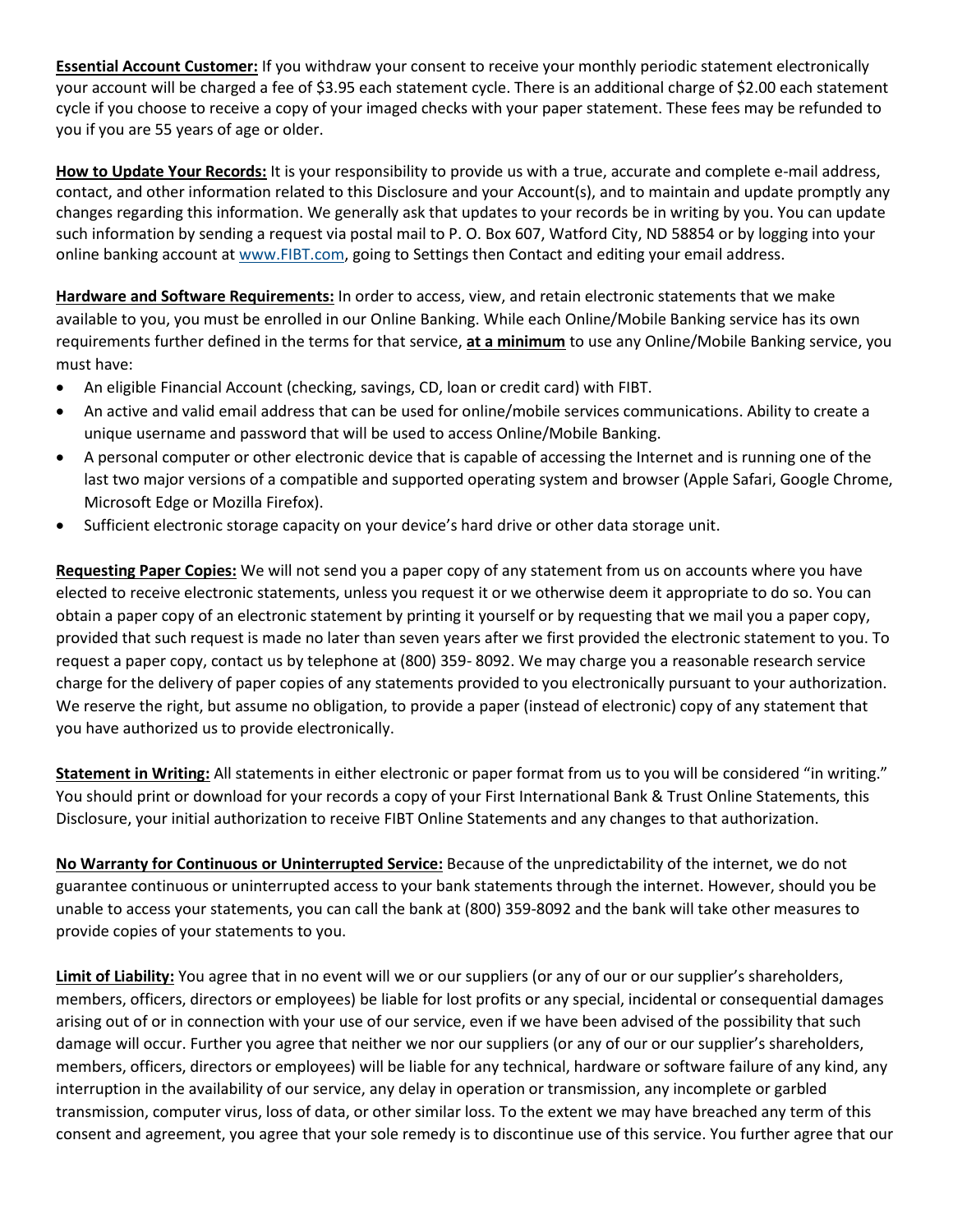**Essential Account Customer:** If you withdraw your consent to receive your monthly periodic statement electronically your account will be charged a fee of $3.95 each statement cycle. There is an additional charge of $2.00 each statement cycle if you choose to receive a copy of your imaged checks with your paper statement. These fees may be refunded to you if you are 55 years of age or older.

**How to Update Your Records:** It is your responsibility to provide us with a true, accurate and complete e-mail address, contact, and other information related to this Disclosure and your Account(s), and to maintain and update promptly any changes regarding this information. We generally ask that updates to your records be in writing by you. You can update such information by sending a request via postal mail to P. O. Box 607, Watford City, ND 58854 or by logging into your online banking account at www.FIBT.com, going to Settings then Contact and editing your email address.

**Hardware and Software Requirements:** In order to access, view, and retain electronic statements that we make available to you, you must be enrolled in our Online Banking. While each Online/Mobile Banking service has its own requirements further defined in the terms for that service, **at a minimum** to use any Online/Mobile Banking service, you must have:

- An eligible Financial Account (checking, savings, CD, loan or credit card) with FIBT.
- An active and valid email address that can be used for online/mobile services communications. Ability to create a unique username and password that will be used to access Online/Mobile Banking.
- A personal computer or other electronic device that is capable of accessing the Internet and is running one of the last two major versions of a compatible and supported operating system and browser (Apple Safari, Google Chrome, Microsoft Edge or Mozilla Firefox).
- Sufficient electronic storage capacity on your device's hard drive or other data storage unit.

**Requesting Paper Copies:** We will not send you a paper copy of any statement from us on accounts where you have elected to receive electronic statements, unless you request it or we otherwise deem it appropriate to do so. You can obtain a paper copy of an electronic statement by printing it yourself or by requesting that we mail you a paper copy, provided that such request is made no later than seven years after we first provided the electronic statement to you. To request a paper copy, contact us by telephone at (800) 359- 8092. We may charge you a reasonable research service charge for the delivery of paper copies of any statements provided to you electronically pursuant to your authorization. We reserve the right, but assume no obligation, to provide a paper (instead of electronic) copy of any statement that you have authorized us to provide electronically.

**Statement in Writing:** All statements in either electronic or paper format from us to you will be considered "in writing." You should print or download for your records a copy of your First International Bank & Trust Online Statements, this Disclosure, your initial authorization to receive FIBT Online Statements and any changes to that authorization.

**No Warranty for Continuous or Uninterrupted Service:** Because of the unpredictability of the internet, we do not guarantee continuous or uninterrupted access to your bank statements through the internet. However, should you be unable to access your statements, you can call the bank at (800) 359-8092 and the bank will take other measures to provide copies of your statements to you.

**Limit of Liability:** You agree that in no event will we or our suppliers (or any of our or our supplier's shareholders, members, officers, directors or employees) be liable for lost profits or any special, incidental or consequential damages arising out of or in connection with your use of our service, even if we have been advised of the possibility that such damage will occur. Further you agree that neither we nor our suppliers (or any of our or our supplier's shareholders, members, officers, directors or employees) will be liable for any technical, hardware or software failure of any kind, any interruption in the availability of our service, any delay in operation or transmission, any incomplete or garbled transmission, computer virus, loss of data, or other similar loss. To the extent we may have breached any term of this consent and agreement, you agree that your sole remedy is to discontinue use of this service. You further agree that our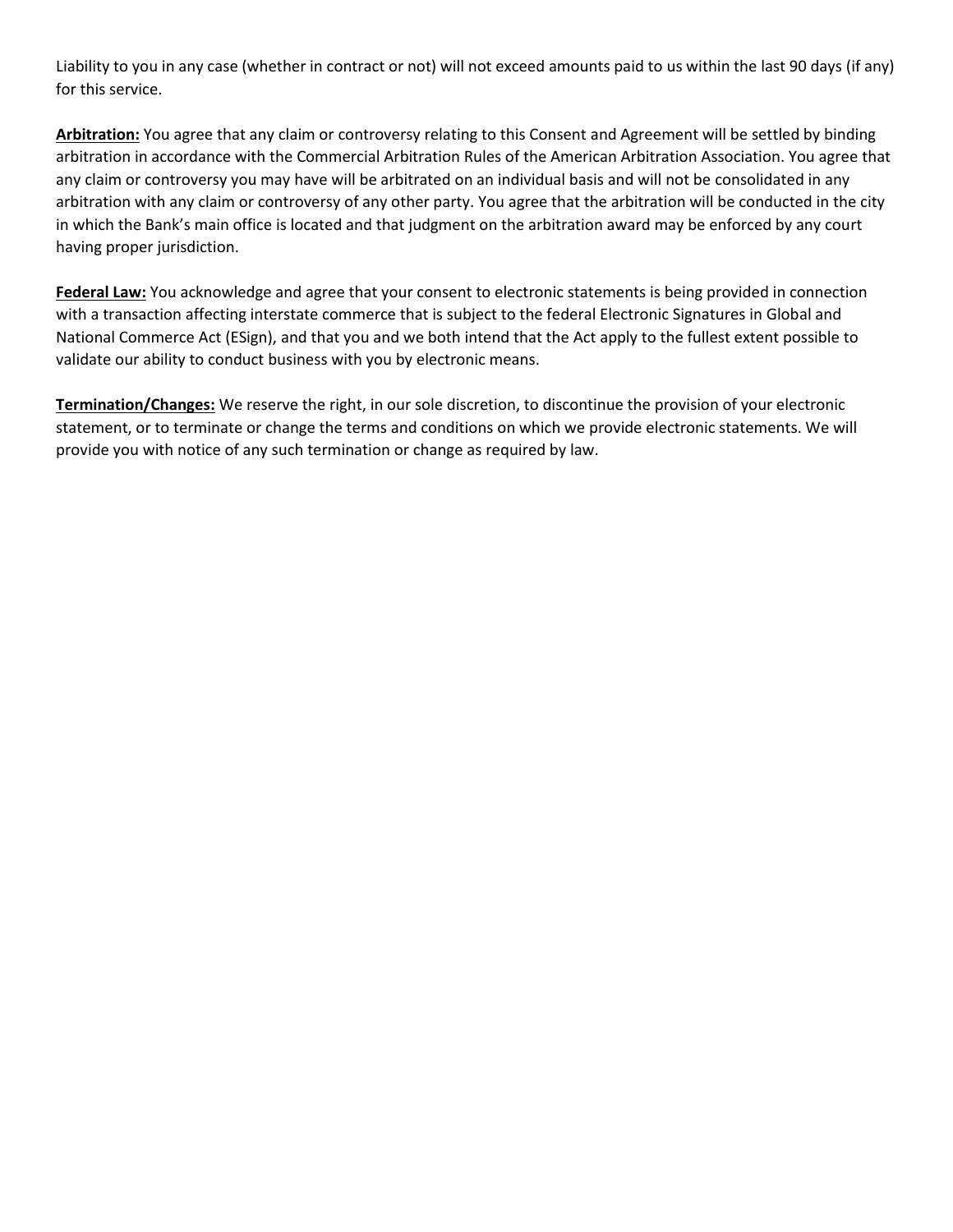Liability to you in any case (whether in contract or not) will not exceed amounts paid to us within the last 90 days (if any) for this service.

**Arbitration:** You agree that any claim or controversy relating to this Consent and Agreement will be settled by binding arbitration in accordance with the Commercial Arbitration Rules of the American Arbitration Association. You agree that any claim or controversy you may have will be arbitrated on an individual basis and will not be consolidated in any arbitration with any claim or controversy of any other party. You agree that the arbitration will be conducted in the city in which the Bank's main office is located and that judgment on the arbitration award may be enforced by any court having proper jurisdiction.

**Federal Law:** You acknowledge and agree that your consent to electronic statements is being provided in connection with a transaction affecting interstate commerce that is subject to the federal Electronic Signatures in Global and National Commerce Act (ESign), and that you and we both intend that the Act apply to the fullest extent possible to validate our ability to conduct business with you by electronic means.

**Termination/Changes:** We reserve the right, in our sole discretion, to discontinue the provision of your electronic statement, or to terminate or change the terms and conditions on which we provide electronic statements. We will provide you with notice of any such termination or change as required by law.